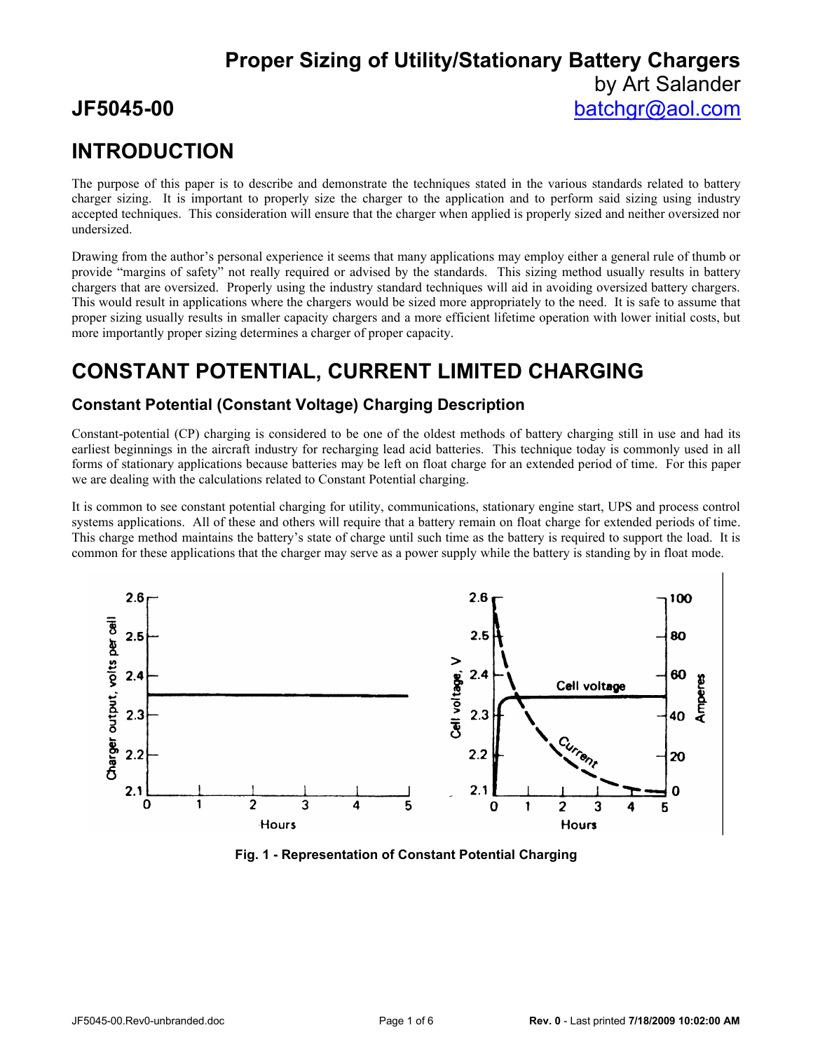# Proper Sizing of Utility/Stationary Battery Chargers

by Art Salander

**JF5045-00** batchgr@aol.com

## INTRODUCTION

The purpose of this paper is to describe and demonstrate the techniques stated in the various standards related to battery charger sizing. It is important to properly size the charger to the application and to perform said sizing using industry accepted techniques. This consideration will ensure that the charger when applied is properly sized and neither oversized nor undersized.

Drawing from the author's personal experience it seems that many applications may employ either a general rule of thumb or provide "margins of safety" not really required or advised by the standards. This sizing method usually results in battery chargers that are oversized. Properly using the industry standard techniques will aid in avoiding oversized battery chargers. This would result in applications where the chargers would be sized more appropriately to the need. It is safe to assume that proper sizing usually results in smaller capacity chargers and a more efficient lifetime operation with lower initial costs, but more importantly proper sizing determines a charger of proper capacity.

## CONSTANT POTENTIAL, CURRENT LIMITED CHARGING

### Constant Potential (Constant Voltage) Charging Description

Constant-potential (CP) charging is considered to be one of the oldest methods of battery charging still in use and had its earliest beginnings in the aircraft industry for recharging lead acid batteries. This technique today is commonly used in all forms of stationary applications because batteries may be left on float charge for an extended period of time. For this paper we are dealing with the calculations related to Constant Potential charging.

It is common to see constant potential charging for utility, communications, stationary engine start, UPS and process control systems applications. All of these and others will require that a battery remain on float charge for extended periods of time. This charge method maintains the battery's state of charge until such time as the battery is required to support the load. It is common for these applications that the charger may serve as a power supply while the battery is standing by in float mode.

**Fig. 1 - Representation of Constant Potential Charging**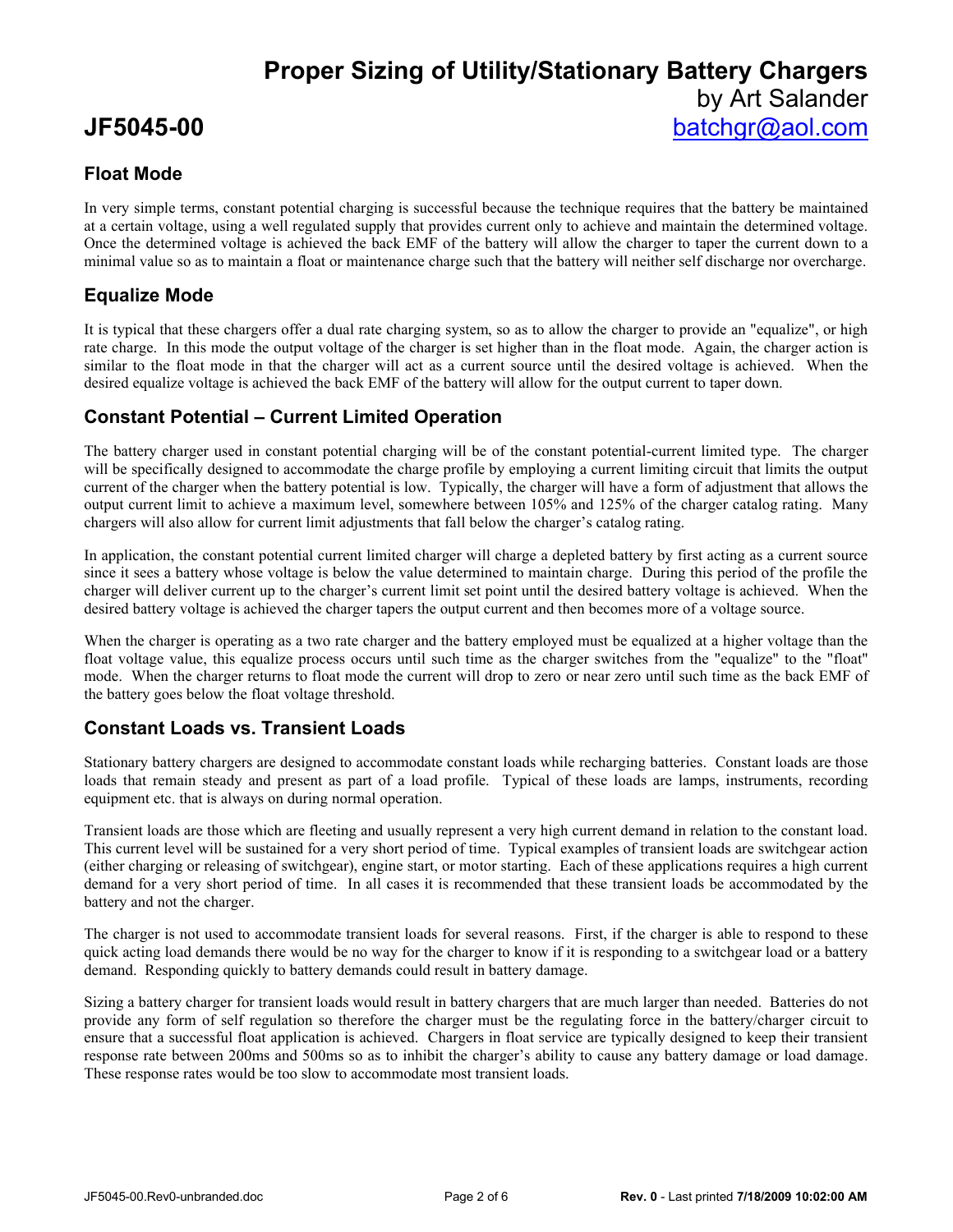## Float Mode

In very simple terms, constant potential charging is successful because the technique requires that the battery be maintained at a certain voltage, using a well regulated supply that provides current only to achieve and maintain the determined voltage. Once the determined voltage is achieved the back EMF of the battery will allow the charger to taper the current down to a minimal value so as to maintain a float or maintenance charge such that the battery will neither self discharge nor overcharge.

## Equalize Mode

It is typical that these chargers offer a dual rate charging system, so as to allow the charger to provide an "equalize", or high rate charge. In this mode the output voltage of the charger is set higher than in the float mode. Again, the charger action is similar to the float mode in that the charger will act as a current source until the desired voltage is achieved. When the desired equalize voltage is achieved the back EMF of the battery will allow for the output current to taper down.

## Constant Potential – Current Limited Operation

The battery charger used in constant potential charging will be of the constant potential-current limited type. The charger will be specifically designed to accommodate the charge profile by employing a current limiting circuit that limits the output current of the charger when the battery potential is low. Typically, the charger will have a form of adjustment that allows the output current limit to achieve a maximum level, somewhere between 105% and 125% of the charger catalog rating. Many chargers will also allow for current limit adjustments that fall below the charger's catalog rating.

In application, the constant potential current limited charger will charge a depleted battery by first acting as a current source since it sees a battery whose voltage is below the value determined to maintain charge. During this period of the profile the charger will deliver current up to the charger's current limit set point until the desired battery voltage is achieved. When the desired battery voltage is achieved the charger tapers the output current and then becomes more of a voltage source.

When the charger is operating as a two rate charger and the battery employed must be equalized at a higher voltage than the float voltage value, this equalize process occurs until such time as the charger switches from the "equalize" to the "float" mode. When the charger returns to float mode the current will drop to zero or near zero until such time as the back EMF of the battery goes below the float voltage threshold.

## Constant Loads vs. Transient Loads

Stationary battery chargers are designed to accommodate constant loads while recharging batteries. Constant loads are those loads that remain steady and present as part of a load profile. Typical of these loads are lamps, instruments, recording equipment etc. that is always on during normal operation.

Transient loads are those which are fleeting and usually represent a very high current demand in relation to the constant load. This current level will be sustained for a very short period of time. Typical examples of transient loads are switchgear action (either charging or releasing of switchgear), engine start, or motor starting. Each of these applications requires a high current demand for a very short period of time. In all cases it is recommended that these transient loads be accommodated by the battery and not the charger.

The charger is not used to accommodate transient loads for several reasons. First, if the charger is able to respond to these quick acting load demands there would be no way for the charger to know if it is responding to a switchgear load or a battery demand. Responding quickly to battery demands could result in battery damage.

Sizing a battery charger for transient loads would result in battery chargers that are much larger than needed. Batteries do not provide any form of self regulation so therefore the charger must be the regulating force in the battery/charger circuit to ensure that a successful float application is achieved. Chargers in float service are typically designed to keep their transient response rate between 200ms and 500ms so as to inhibit the charger's ability to cause any battery damage or load damage. These response rates would be too slow to accommodate most transient loads.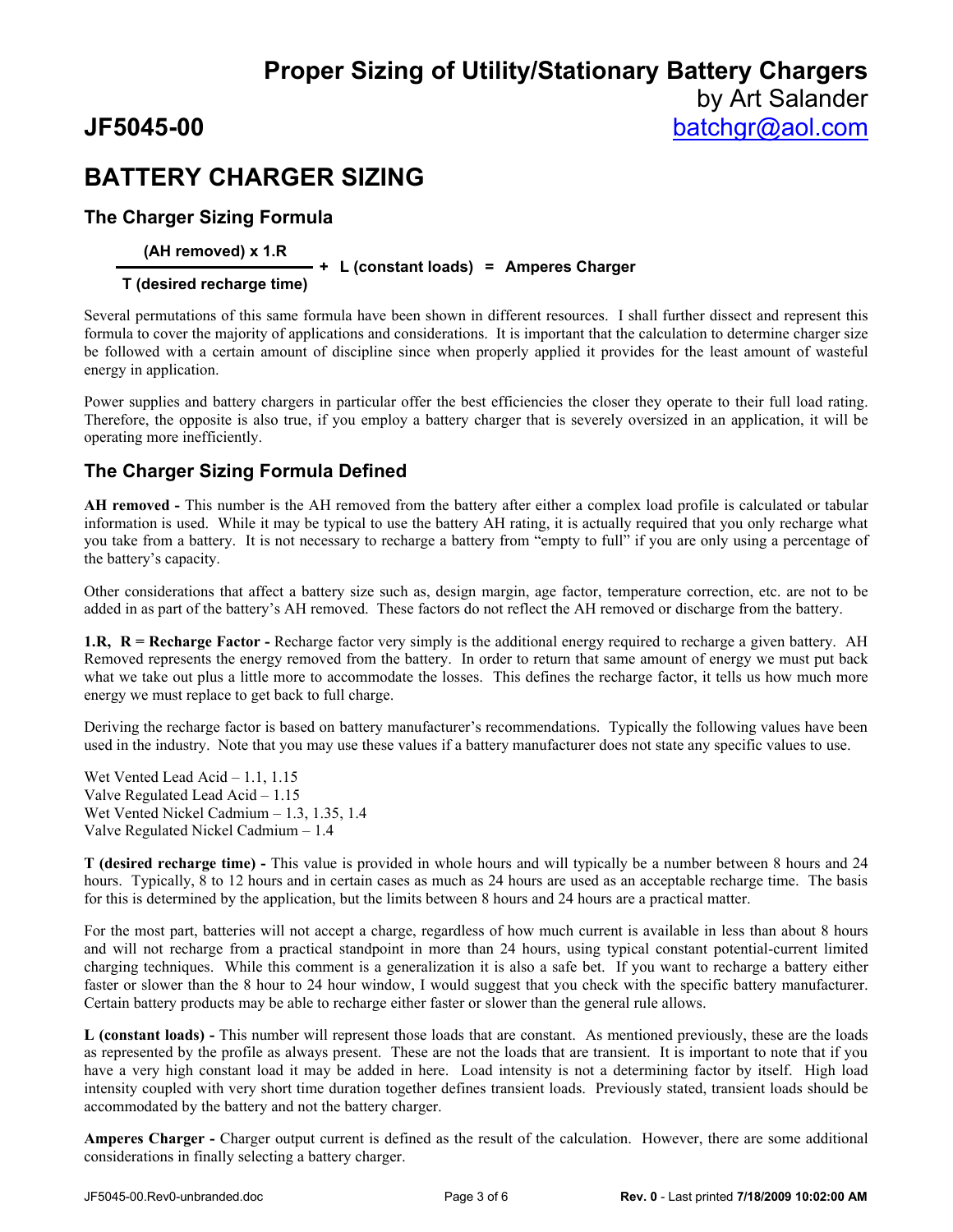# Proper Sizing of Utility/Stationary Battery Chargers

by Art Salander

## JF5045-00

batchgr@aol.com

## BATTERY CHARGER SIZING

### The Charger Sizing Formula

$$\frac{\text{(AH removed)} \times 1.R}{\text{T (desired recharge time)}} + \text{L (constant loads)} = \text{Amperes Charger}$$

Several permutations of this same formula have been shown in different resources. I shall further dissect and represent this formula to cover the majority of applications and considerations. It is important that the calculation to determine charger size be followed with a certain amount of discipline since when properly applied it provides for the least amount of wasteful energy in application.

Power supplies and battery chargers in particular offer the best efficiencies the closer they operate to their full load rating. Therefore, the opposite is also true, if you employ a battery charger that is severely oversized in an application, it will be operating more inefficiently.

### The Charger Sizing Formula Defined

**AH removed -** This number is the AH removed from the battery after either a complex load profile is calculated or tabular information is used. While it may be typical to use the battery AH rating, it is actually required that you only recharge what you take from a battery. It is not necessary to recharge a battery from "empty to full" if you are only using a percentage of the battery's capacity.

Other considerations that affect a battery size such as, design margin, age factor, temperature correction, etc. are not to be added in as part of the battery's AH removed. These factors do not reflect the AH removed or discharge from the battery.

**1.R, R = Recharge Factor -** Recharge factor very simply is the additional energy required to recharge a given battery. AH Removed represents the energy removed from the battery. In order to return that same amount of energy we must put back what we take out plus a little more to accommodate the losses. This defines the recharge factor, it tells us how much more energy we must replace to get back to full charge.

Deriving the recharge factor is based on battery manufacturer's recommendations. Typically the following values have been used in the industry. Note that you may use these values if a battery manufacturer does not state any specific values to use.

Wet Vented Lead Acid – 1.1, 1.15
Valve Regulated Lead Acid – 1.15
Wet Vented Nickel Cadmium – 1.3, 1.35, 1.4
Valve Regulated Nickel Cadmium – 1.4

**T (desired recharge time) -** This value is provided in whole hours and will typically be a number between 8 hours and 24 hours. Typically, 8 to 12 hours and in certain cases as much as 24 hours are used as an acceptable recharge time. The basis for this is determined by the application, but the limits between 8 hours and 24 hours are a practical matter.

For the most part, batteries will not accept a charge, regardless of how much current is available in less than about 8 hours and will not recharge from a practical standpoint in more than 24 hours, using typical constant potential-current limited charging techniques. While this comment is a generalization it is also a safe bet. If you want to recharge a battery either faster or slower than the 8 hour to 24 hour window, I would suggest that you check with the specific battery manufacturer. Certain battery products may be able to recharge either faster or slower than the general rule allows.

**L (constant loads) -** This number will represent those loads that are constant. As mentioned previously, these are the loads as represented by the profile as always present. These are not the loads that are transient. It is important to note that if you have a very high constant load it may be added in here. Load intensity is not a determining factor by itself. High load intensity coupled with very short time duration together defines transient loads. Previously stated, transient loads should be accommodated by the battery and not the battery charger.

**Amperes Charger -** Charger output current is defined as the result of the calculation. However, there are some additional considerations in finally selecting a battery charger.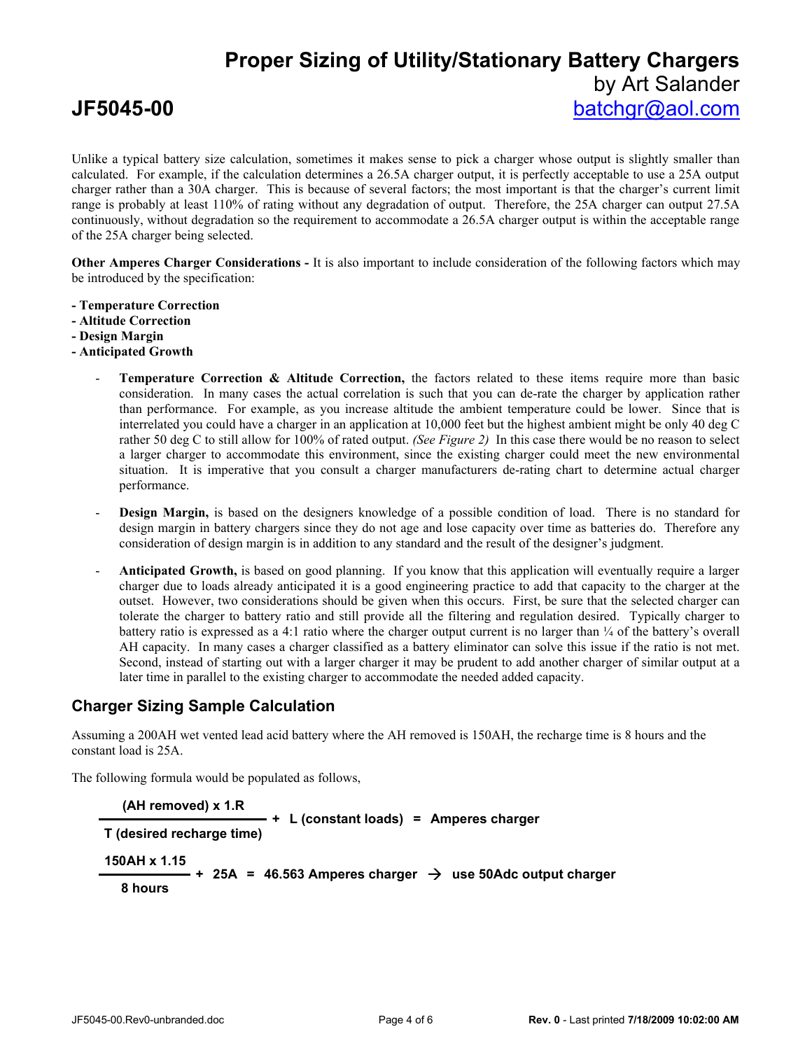Unlike a typical battery size calculation, sometimes it makes sense to pick a charger whose output is slightly smaller than calculated. For example, if the calculation determines a 26.5A charger output, it is perfectly acceptable to use a 25A output charger rather than a 30A charger. This is because of several factors; the most important is that the charger's current limit range is probably at least 110% of rating without any degradation of output. Therefore, the 25A charger can output 27.5A continuously, without degradation so the requirement to accommodate a 26.5A charger output is within the acceptable range of the 25A charger being selected.

**Other Amperes Charger Considerations -** It is also important to include consideration of the following factors which may be introduced by the specification:

**- Temperature Correction**
**- Altitude Correction**
**- Design Margin**
**- Anticipated Growth**

- **Temperature Correction & Altitude Correction,** the factors related to these items require more than basic consideration. In many cases the actual correlation is such that you can de-rate the charger by application rather than performance. For example, as you increase altitude the ambient temperature could be lower. Since that is interrelated you could have a charger in an application at 10,000 feet but the highest ambient might be only 40 deg C rather 50 deg C to still allow for 100% of rated output. *(See Figure 2)* In this case there would be no reason to select a larger charger to accommodate this environment, since the existing charger could meet the new environmental situation. It is imperative that you consult a charger manufacturers de-rating chart to determine actual charger performance.

- **Design Margin,** is based on the designers knowledge of a possible condition of load. There is no standard for design margin in battery chargers since they do not age and lose capacity over time as batteries do. Therefore any consideration of design margin is in addition to any standard and the result of the designer's judgment.

- **Anticipated Growth,** is based on good planning. If you know that this application will eventually require a larger charger due to loads already anticipated it is a good engineering practice to add that capacity to the charger at the outset. However, two considerations should be given when this occurs. First, be sure that the selected charger can tolerate the charger to battery ratio and still provide all the filtering and regulation desired. Typically charger to battery ratio is expressed as a 4:1 ratio where the charger output current is no larger than ¼ of the battery's overall AH capacity. In many cases a charger classified as a battery eliminator can solve this issue if the ratio is not met. Second, instead of starting out with a larger charger it may be prudent to add another charger of similar output at a later time in parallel to the existing charger to accommodate the needed added capacity.

## Charger Sizing Sample Calculation

Assuming a 200AH wet vented lead acid battery where the AH removed is 150AH, the recharge time is 8 hours and the constant load is 25A.

The following formula would be populated as follows,

$$\frac{\textbf{(AH removed) x 1.R}}{\textbf{T (desired recharge time)}} + \textbf{L (constant loads)} = \textbf{Amperes charger}$$

$$\frac{\textbf{150AH x 1.15}}{\textbf{8 hours}} + \textbf{25A} = \textbf{46.563 Amperes charger} \rightarrow \textbf{use 50Adc output charger}$$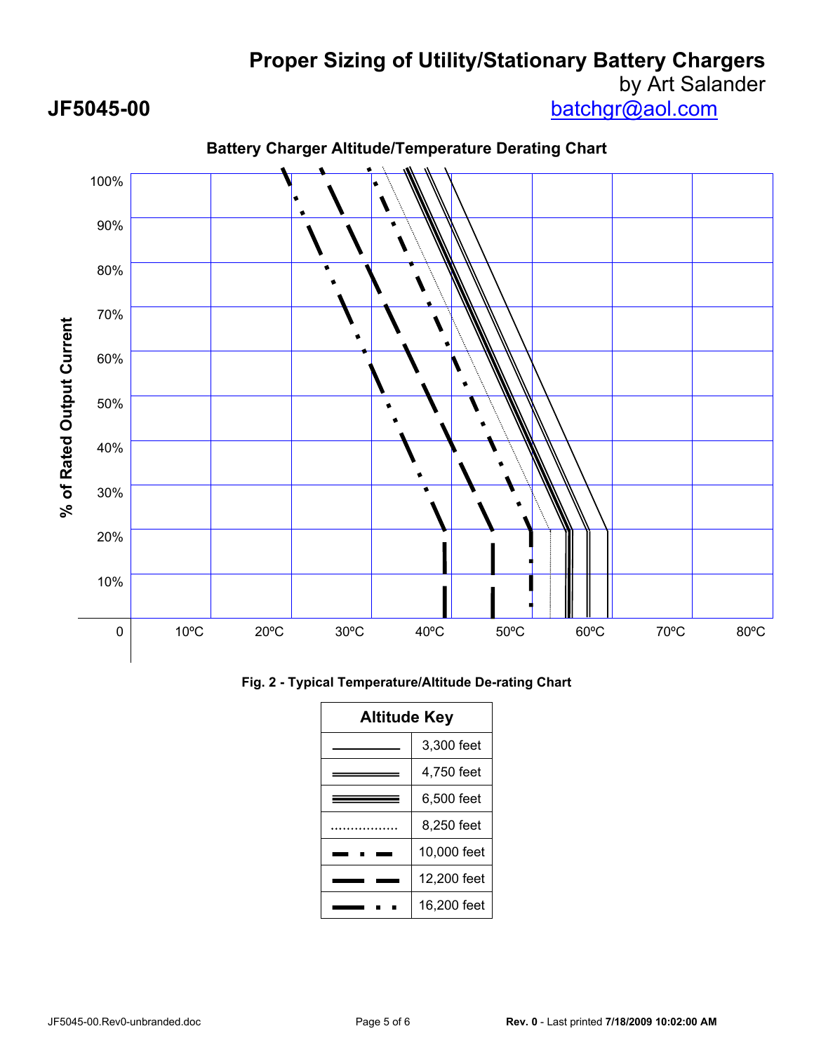# Proper Sizing of Utility/Stationary Battery Chargers

by Art Salander

**JF5045-00**

batchgr@aol.com

**Battery Charger Altitude/Temperature Derating Chart**

**Fig. 2 - Typical Temperature/Altitude De-rating Chart**

| Altitude Key | |
|---|---|
| ———— (single line) | 3,300 feet |
| ════ (double line) | 4,750 feet |
| ≡≡≡≡ (triple line) | 6,500 feet |
| ................ | 8,250 feet |
| ▬ ▪ ▬ | 10,000 feet |
| ▬▬ ▬▬ | 12,200 feet |
| ▬▬ ▪ ▪ | 16,200 feet |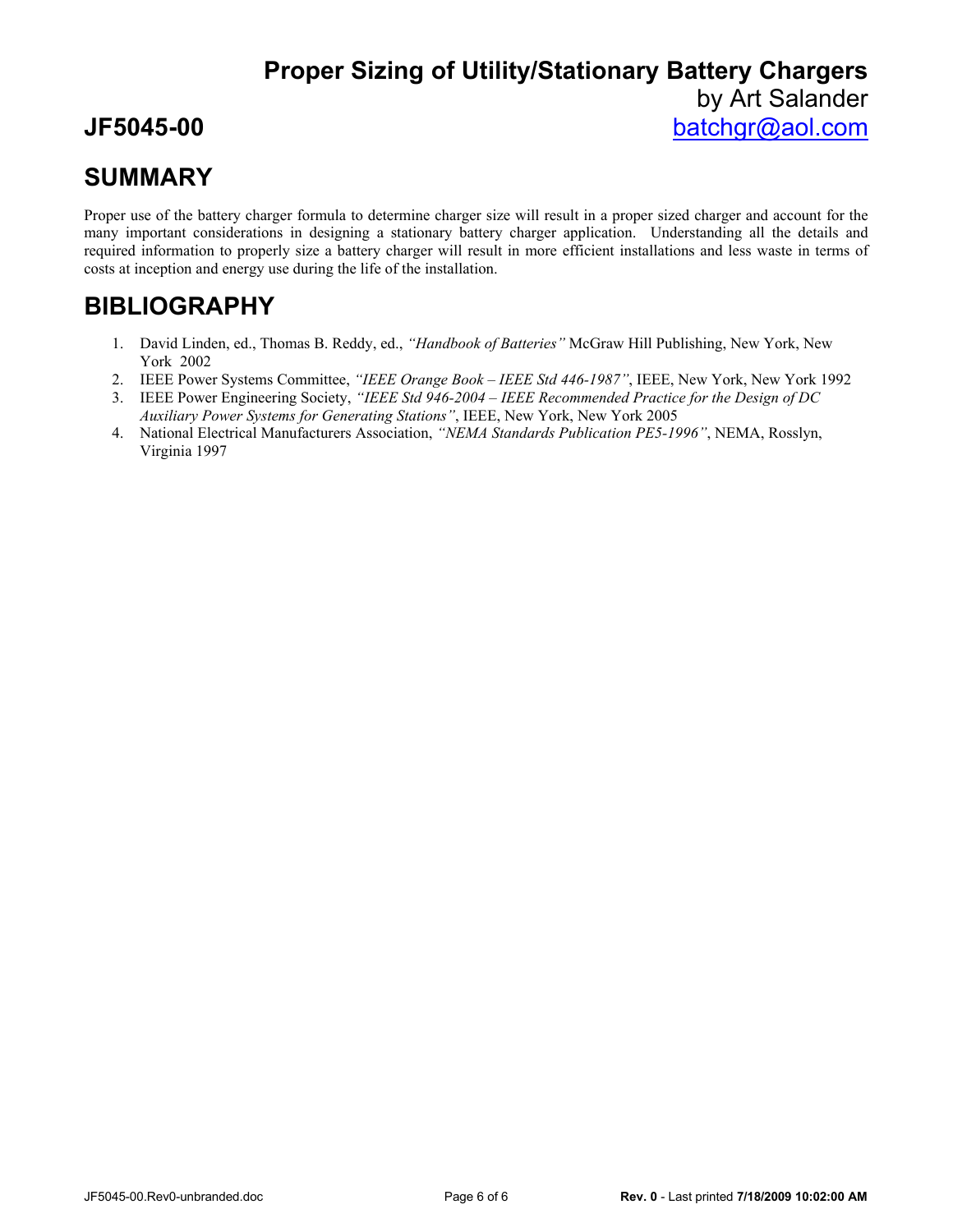## SUMMARY

Proper use of the battery charger formula to determine charger size will result in a proper sized charger and account for the many important considerations in designing a stationary battery charger application. Understanding all the details and required information to properly size a battery charger will result in more efficient installations and less waste in terms of costs at inception and energy use during the life of the installation.

## BIBLIOGRAPHY

1. David Linden, ed., Thomas B. Reddy, ed., *"Handbook of Batteries"* McGraw Hill Publishing, New York, New York 2002
2. IEEE Power Systems Committee, *"IEEE Orange Book – IEEE Std 446-1987"*, IEEE, New York, New York 1992
3. IEEE Power Engineering Society, *"IEEE Std 946-2004 – IEEE Recommended Practice for the Design of DC Auxiliary Power Systems for Generating Stations"*, IEEE, New York, New York 2005
4. National Electrical Manufacturers Association, *"NEMA Standards Publication PE5-1996"*, NEMA, Rosslyn, Virginia 1997